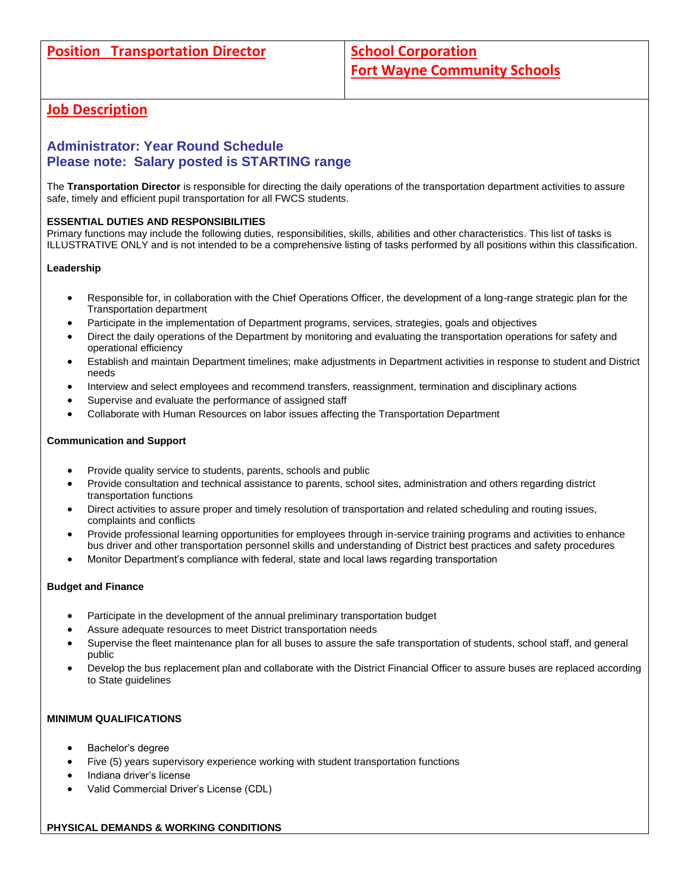| Position Transportation Director | School Corporation<br>Fort Wayne Community Schools |
|---|---|

## Job Description

### Administrator: Year Round Schedule
### Please note: Salary posted is STARTING range

The **Transportation Director** is responsible for directing the daily operations of the transportation department activities to assure safe, timely and efficient pupil transportation for all FWCS students.

**ESSENTIAL DUTIES AND RESPONSIBILITIES**
Primary functions may include the following duties, responsibilities, skills, abilities and other characteristics. This list of tasks is ILLUSTRATIVE ONLY and is not intended to be a comprehensive listing of tasks performed by all positions within this classification.

**Leadership**

- Responsible for, in collaboration with the Chief Operations Officer, the development of a long-range strategic plan for the Transportation department
- Participate in the implementation of Department programs, services, strategies, goals and objectives
- Direct the daily operations of the Department by monitoring and evaluating the transportation operations for safety and operational efficiency
- Establish and maintain Department timelines; make adjustments in Department activities in response to student and District needs
- Interview and select employees and recommend transfers, reassignment, termination and disciplinary actions
- Supervise and evaluate the performance of assigned staff
- Collaborate with Human Resources on labor issues affecting the Transportation Department

**Communication and Support**

- Provide quality service to students, parents, schools and public
- Provide consultation and technical assistance to parents, school sites, administration and others regarding district transportation functions
- Direct activities to assure proper and timely resolution of transportation and related scheduling and routing issues, complaints and conflicts
- Provide professional learning opportunities for employees through in-service training programs and activities to enhance bus driver and other transportation personnel skills and understanding of District best practices and safety procedures
- Monitor Department's compliance with federal, state and local laws regarding transportation

**Budget and Finance**

- Participate in the development of the annual preliminary transportation budget
- Assure adequate resources to meet District transportation needs
- Supervise the fleet maintenance plan for all buses to assure the safe transportation of students, school staff, and general public
- Develop the bus replacement plan and collaborate with the District Financial Officer to assure buses are replaced according to State guidelines

**MINIMUM QUALIFICATIONS**

- Bachelor's degree
- Five (5) years supervisory experience working with student transportation functions
- Indiana driver's license
- Valid Commercial Driver's License (CDL)

**PHYSICAL DEMANDS & WORKING CONDITIONS**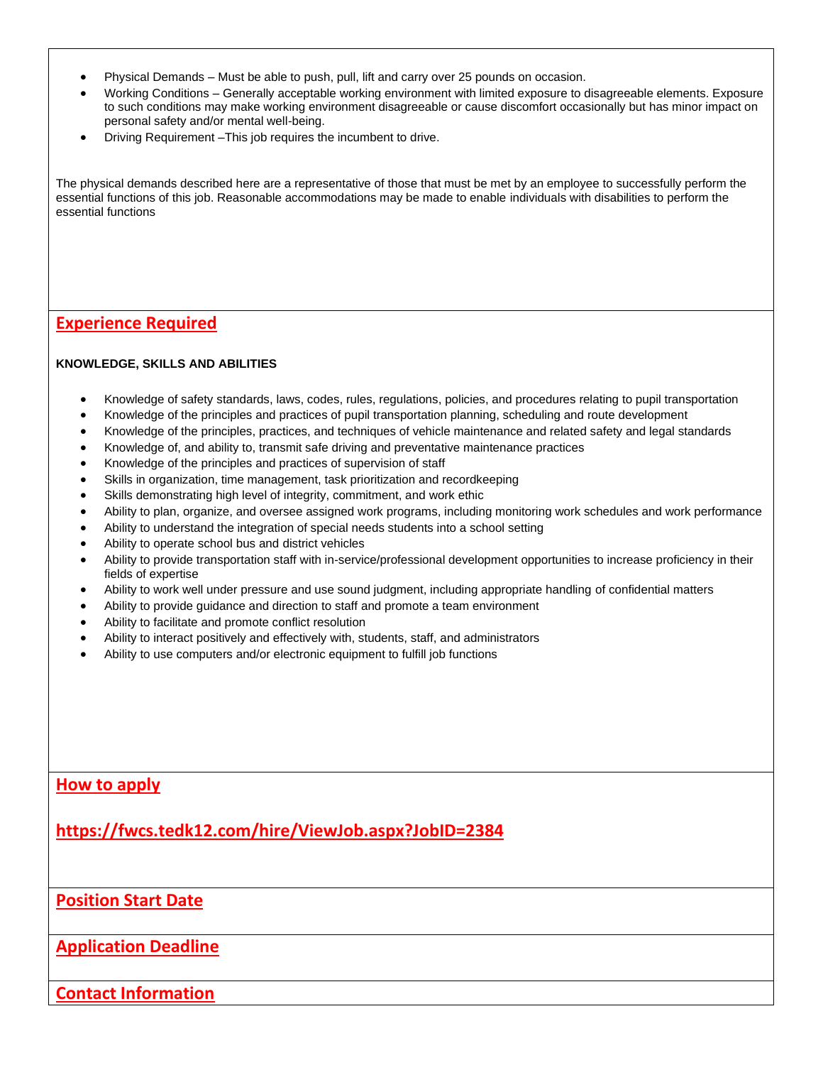- Physical Demands – Must be able to push, pull, lift and carry over 25 pounds on occasion.
- Working Conditions – Generally acceptable working environment with limited exposure to disagreeable elements. Exposure to such conditions may make working environment disagreeable or cause discomfort occasionally but has minor impact on personal safety and/or mental well-being.
- Driving Requirement –This job requires the incumbent to drive.

The physical demands described here are a representative of those that must be met by an employee to successfully perform the essential functions of this job. Reasonable accommodations may be made to enable individuals with disabilities to perform the essential functions

## Experience Required

**KNOWLEDGE, SKILLS AND ABILITIES**

- Knowledge of safety standards, laws, codes, rules, regulations, policies, and procedures relating to pupil transportation
- Knowledge of the principles and practices of pupil transportation planning, scheduling and route development
- Knowledge of the principles, practices, and techniques of vehicle maintenance and related safety and legal standards
- Knowledge of, and ability to, transmit safe driving and preventative maintenance practices
- Knowledge of the principles and practices of supervision of staff
- Skills in organization, time management, task prioritization and recordkeeping
- Skills demonstrating high level of integrity, commitment, and work ethic
- Ability to plan, organize, and oversee assigned work programs, including monitoring work schedules and work performance
- Ability to understand the integration of special needs students into a school setting
- Ability to operate school bus and district vehicles
- Ability to provide transportation staff with in-service/professional development opportunities to increase proficiency in their fields of expertise
- Ability to work well under pressure and use sound judgment, including appropriate handling of confidential matters
- Ability to provide guidance and direction to staff and promote a team environment
- Ability to facilitate and promote conflict resolution
- Ability to interact positively and effectively with, students, staff, and administrators
- Ability to use computers and/or electronic equipment to fulfill job functions

## How to apply

**https://fwcs.tedk12.com/hire/ViewJob.aspx?JobID=2384**

## Position Start Date

## Application Deadline

## Contact Information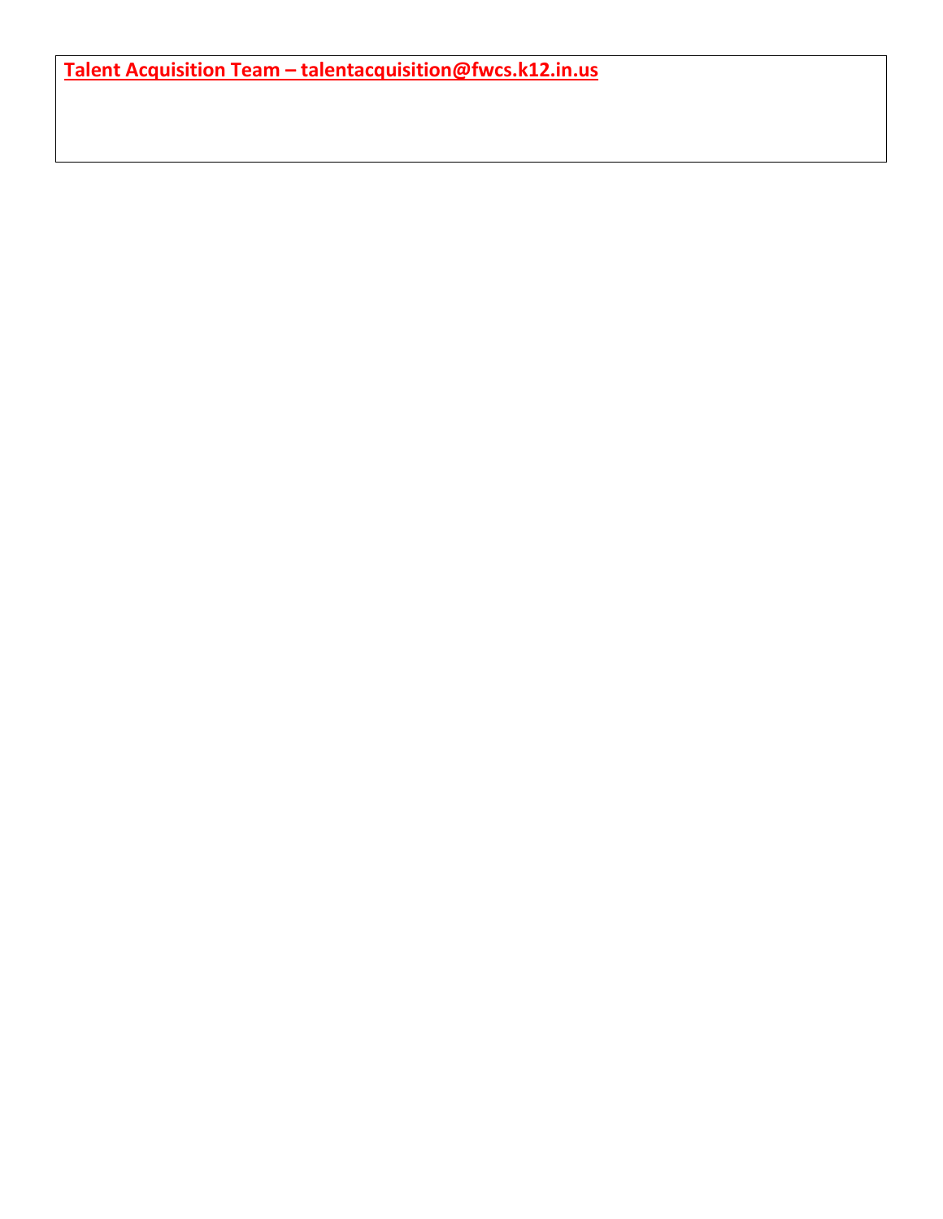**Talent Acquisition Team – talentacquisition@fwcs.k12.in.us**